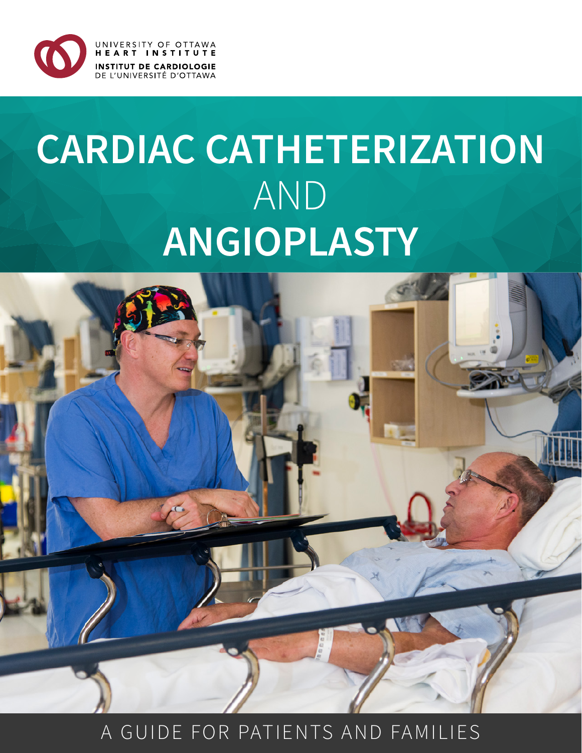UNIVERSITY OF OTTAWA HEART INSTITUTE

INSTITUT DE CARDIOLOGIE DE L'UNIVERSITÉ D'OTTAWA

# CARDIAC CATHETERIZATION AND ANGIOPLASTY

A GUIDE FOR PATIENTS AND FAMILIES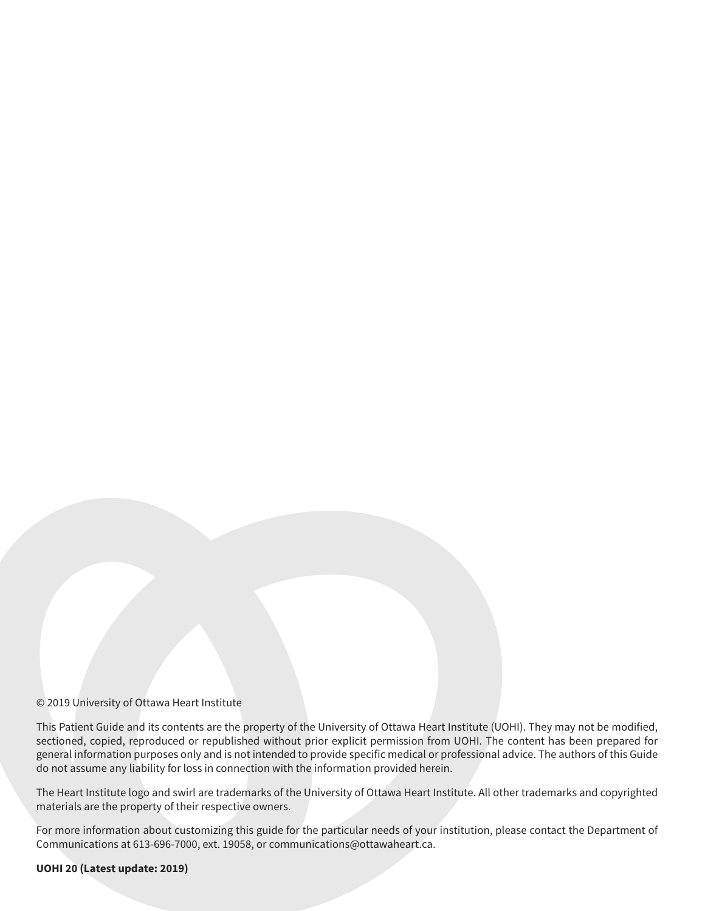© 2019 University of Ottawa Heart Institute

This Patient Guide and its contents are the property of the University of Ottawa Heart Institute (UOHI). They may not be modified, sectioned, copied, reproduced or republished without prior explicit permission from UOHI. The content has been prepared for general information purposes only and is not intended to provide specific medical or professional advice. The authors of this Guide do not assume any liability for loss in connection with the information provided herein.

The Heart Institute logo and swirl are trademarks of the University of Ottawa Heart Institute. All other trademarks and copyrighted materials are the property of their respective owners.

For more information about customizing this guide for the particular needs of your institution, please contact the Department of Communications at 613-696-7000, ext. 19058, or communications@ottawaheart.ca.

**UOHI 20 (Latest update: 2019)**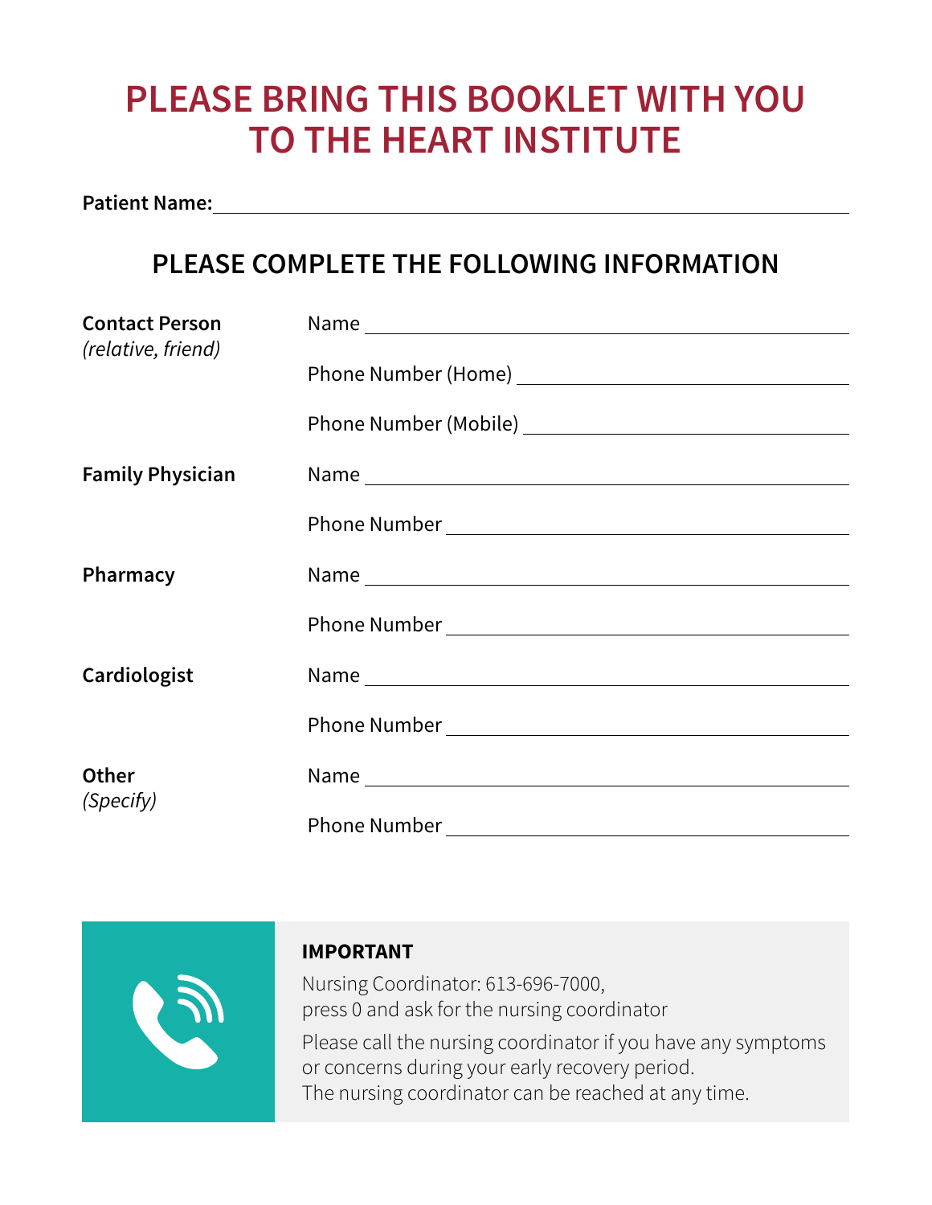# PLEASE BRING THIS BOOKLET WITH YOU TO THE HEART INSTITUTE

**Patient Name:** ________________________________________

## PLEASE COMPLETE THE FOLLOWING INFORMATION

| | |
|---|---|
| **Contact Person** *(relative, friend)* | Name ______________________ |
| | Phone Number (Home) ______________________ |
| | Phone Number (Mobile) ______________________ |
| **Family Physician** | Name ______________________ |
| | Phone Number ______________________ |
| **Pharmacy** | Name ______________________ |
| | Phone Number ______________________ |
| **Cardiologist** | Name ______________________ |
| | Phone Number ______________________ |
| **Other** *(Specify)* | Name ______________________ |
| | Phone Number ______________________ |

**IMPORTANT**

Nursing Coordinator: 613-696-7000,
press 0 and ask for the nursing coordinator

Please call the nursing coordinator if you have any symptoms or concerns during your early recovery period.
The nursing coordinator can be reached at any time.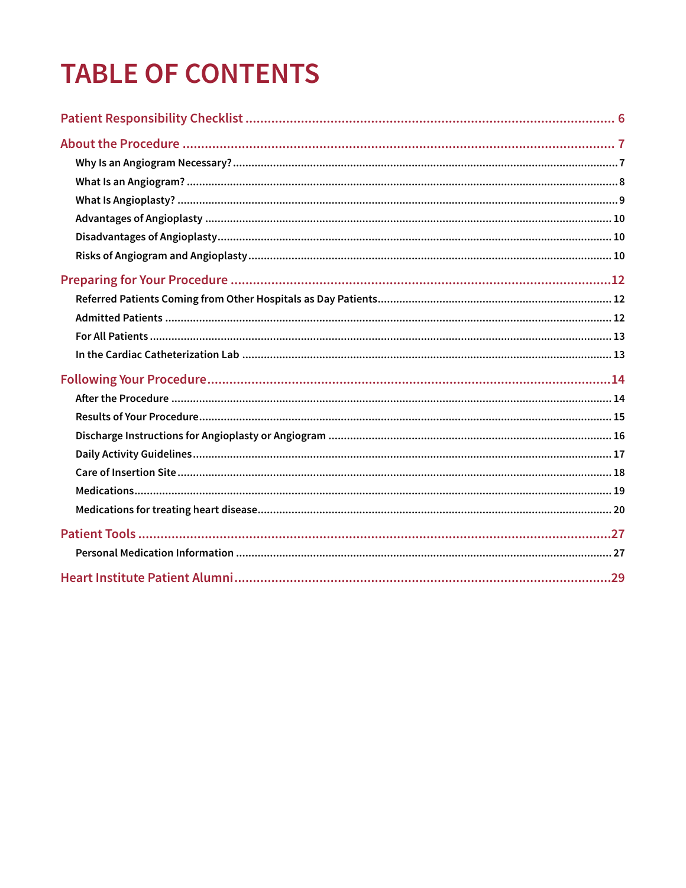# TABLE OF CONTENTS

**Patient Responsibility Checklist** ..... 6

**About the Procedure** ..... 7

- Why Is an Angiogram Necessary? ..... 7
- What Is an Angiogram? ..... 8
- What Is Angioplasty? ..... 9
- Advantages of Angioplasty ..... 10
- Disadvantages of Angioplasty ..... 10
- Risks of Angiogram and Angioplasty ..... 10

**Preparing for Your Procedure** ..... 12

- Referred Patients Coming from Other Hospitals as Day Patients ..... 12
- Admitted Patients ..... 12
- For All Patients ..... 13
- In the Cardiac Catheterization Lab ..... 13

**Following Your Procedure** ..... 14

- After the Procedure ..... 14
- Results of Your Procedure ..... 15
- Discharge Instructions for Angioplasty or Angiogram ..... 16
- Daily Activity Guidelines ..... 17
- Care of Insertion Site ..... 18
- Medications ..... 19
- Medications for treating heart disease ..... 20

**Patient Tools** ..... 27

- Personal Medication Information ..... 27

**Heart Institute Patient Alumni** ..... 29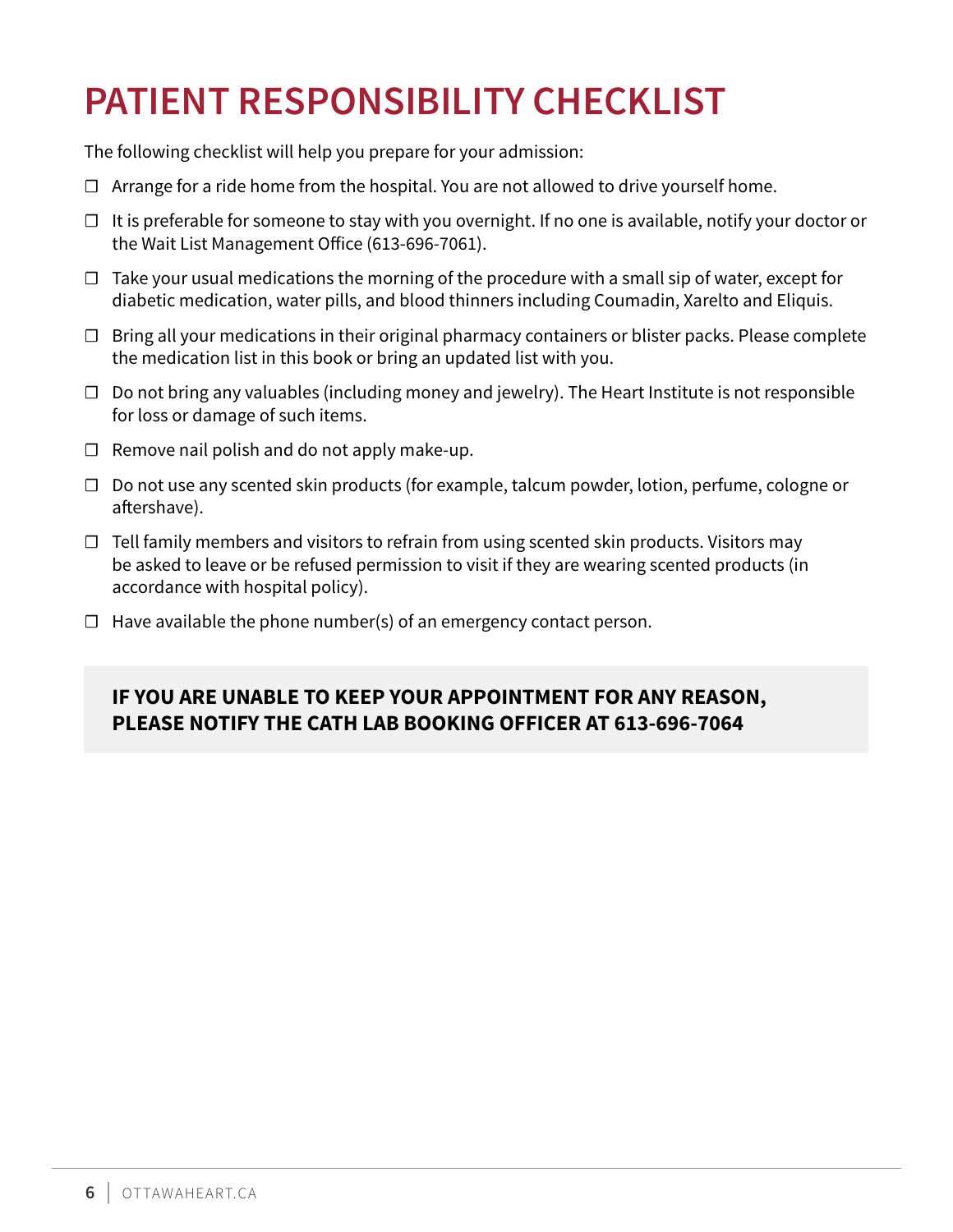# PATIENT RESPONSIBILITY CHECKLIST

The following checklist will help you prepare for your admission:

- ☐ Arrange for a ride home from the hospital. You are not allowed to drive yourself home.
- ☐ It is preferable for someone to stay with you overnight. If no one is available, notify your doctor or the Wait List Management Office (613-696-7061).
- ☐ Take your usual medications the morning of the procedure with a small sip of water, except for diabetic medication, water pills, and blood thinners including Coumadin, Xarelto and Eliquis.
- ☐ Bring all your medications in their original pharmacy containers or blister packs. Please complete the medication list in this book or bring an updated list with you.
- ☐ Do not bring any valuables (including money and jewelry). The Heart Institute is not responsible for loss or damage of such items.
- ☐ Remove nail polish and do not apply make-up.
- ☐ Do not use any scented skin products (for example, talcum powder, lotion, perfume, cologne or aftershave).
- ☐ Tell family members and visitors to refrain from using scented skin products. Visitors may be asked to leave or be refused permission to visit if they are wearing scented products (in accordance with hospital policy).
- ☐ Have available the phone number(s) of an emergency contact person.

**IF YOU ARE UNABLE TO KEEP YOUR APPOINTMENT FOR ANY REASON, PLEASE NOTIFY THE CATH LAB BOOKING OFFICER AT 613-696-7064**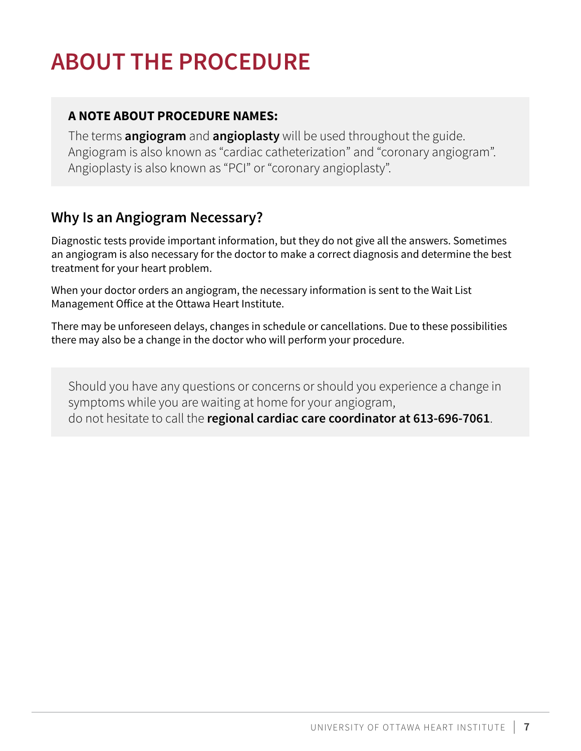# ABOUT THE PROCEDURE

**A NOTE ABOUT PROCEDURE NAMES:**

The terms **angiogram** and **angioplasty** will be used throughout the guide. Angiogram is also known as "cardiac catheterization" and "coronary angiogram". Angioplasty is also known as "PCI" or "coronary angioplasty".

## Why Is an Angiogram Necessary?

Diagnostic tests provide important information, but they do not give all the answers. Sometimes an angiogram is also necessary for the doctor to make a correct diagnosis and determine the best treatment for your heart problem.

When your doctor orders an angiogram, the necessary information is sent to the Wait List Management Office at the Ottawa Heart Institute.

There may be unforeseen delays, changes in schedule or cancellations. Due to these possibilities there may also be a change in the doctor who will perform your procedure.

Should you have any questions or concerns or should you experience a change in symptoms while you are waiting at home for your angiogram, do not hesitate to call the **regional cardiac care coordinator at 613-696-7061**.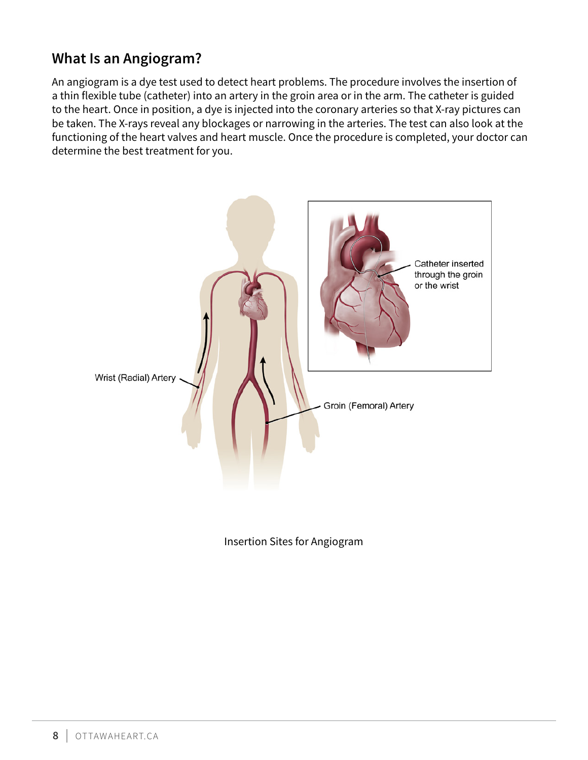## What Is an Angiogram?

An angiogram is a dye test used to detect heart problems. The procedure involves the insertion of a thin flexible tube (catheter) into an artery in the groin area or in the arm. The catheter is guided to the heart. Once in position, a dye is injected into the coronary arteries so that X-ray pictures can be taken. The X-rays reveal any blockages or narrowing in the arteries. The test can also look at the functioning of the heart valves and heart muscle. Once the procedure is completed, your doctor can determine the best treatment for you.

Insertion Sites for Angiogram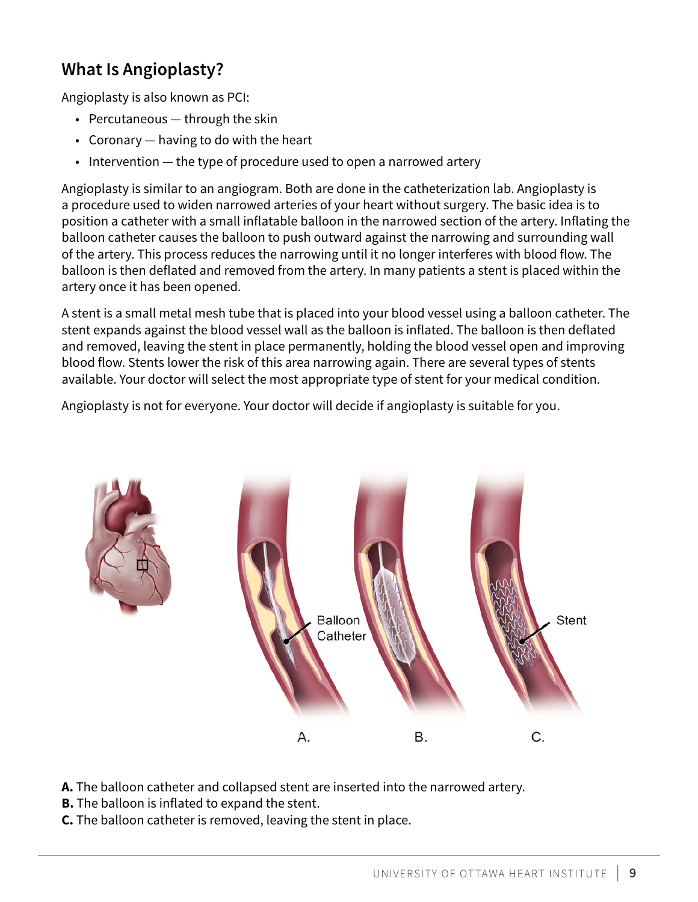## What Is Angioplasty?

Angioplasty is also known as PCI:

- Percutaneous — through the skin
- Coronary — having to do with the heart
- Intervention — the type of procedure used to open a narrowed artery

Angioplasty is similar to an angiogram. Both are done in the catheterization lab. Angioplasty is a procedure used to widen narrowed arteries of your heart without surgery. The basic idea is to position a catheter with a small inflatable balloon in the narrowed section of the artery. Inflating the balloon catheter causes the balloon to push outward against the narrowing and surrounding wall of the artery. This process reduces the narrowing until it no longer interferes with blood flow. The balloon is then deflated and removed from the artery. In many patients a stent is placed within the artery once it has been opened.

A stent is a small metal mesh tube that is placed into your blood vessel using a balloon catheter. The stent expands against the blood vessel wall as the balloon is inflated. The balloon is then deflated and removed, leaving the stent in place permanently, holding the blood vessel open and improving blood flow. Stents lower the risk of this area narrowing again. There are several types of stents available. Your doctor will select the most appropriate type of stent for your medical condition.

Angioplasty is not for everyone. Your doctor will decide if angioplasty is suitable for you.

**A.** The balloon catheter and collapsed stent are inserted into the narrowed artery.
**B.** The balloon is inflated to expand the stent.
**C.** The balloon catheter is removed, leaving the stent in place.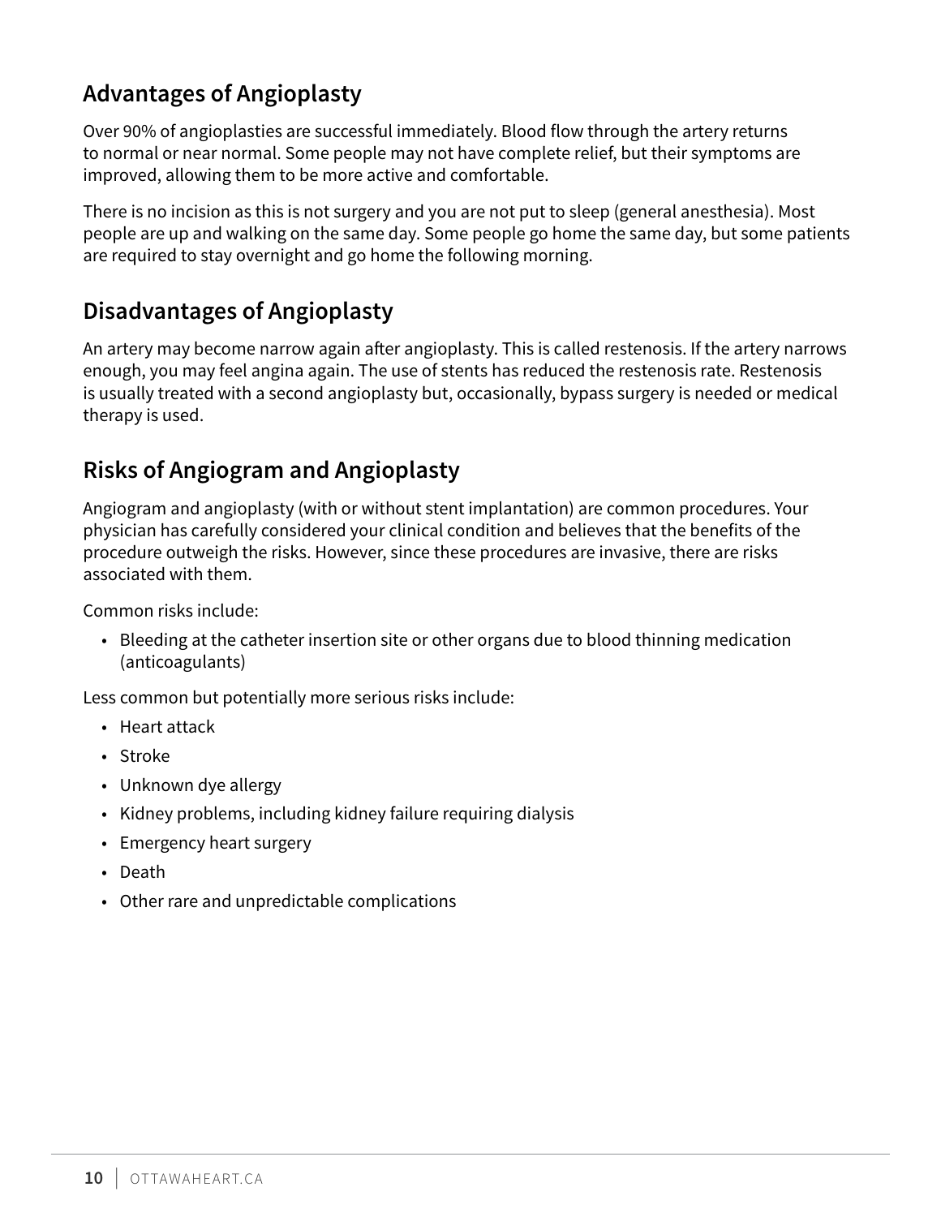## Advantages of Angioplasty

Over 90% of angioplasties are successful immediately. Blood flow through the artery returns to normal or near normal. Some people may not have complete relief, but their symptoms are improved, allowing them to be more active and comfortable.

There is no incision as this is not surgery and you are not put to sleep (general anesthesia). Most people are up and walking on the same day. Some people go home the same day, but some patients are required to stay overnight and go home the following morning.

## Disadvantages of Angioplasty

An artery may become narrow again after angioplasty. This is called restenosis. If the artery narrows enough, you may feel angina again. The use of stents has reduced the restenosis rate. Restenosis is usually treated with a second angioplasty but, occasionally, bypass surgery is needed or medical therapy is used.

## Risks of Angiogram and Angioplasty

Angiogram and angioplasty (with or without stent implantation) are common procedures. Your physician has carefully considered your clinical condition and believes that the benefits of the procedure outweigh the risks. However, since these procedures are invasive, there are risks associated with them.

Common risks include:

- Bleeding at the catheter insertion site or other organs due to blood thinning medication (anticoagulants)

Less common but potentially more serious risks include:

- Heart attack
- Stroke
- Unknown dye allergy
- Kidney problems, including kidney failure requiring dialysis
- Emergency heart surgery
- Death
- Other rare and unpredictable complications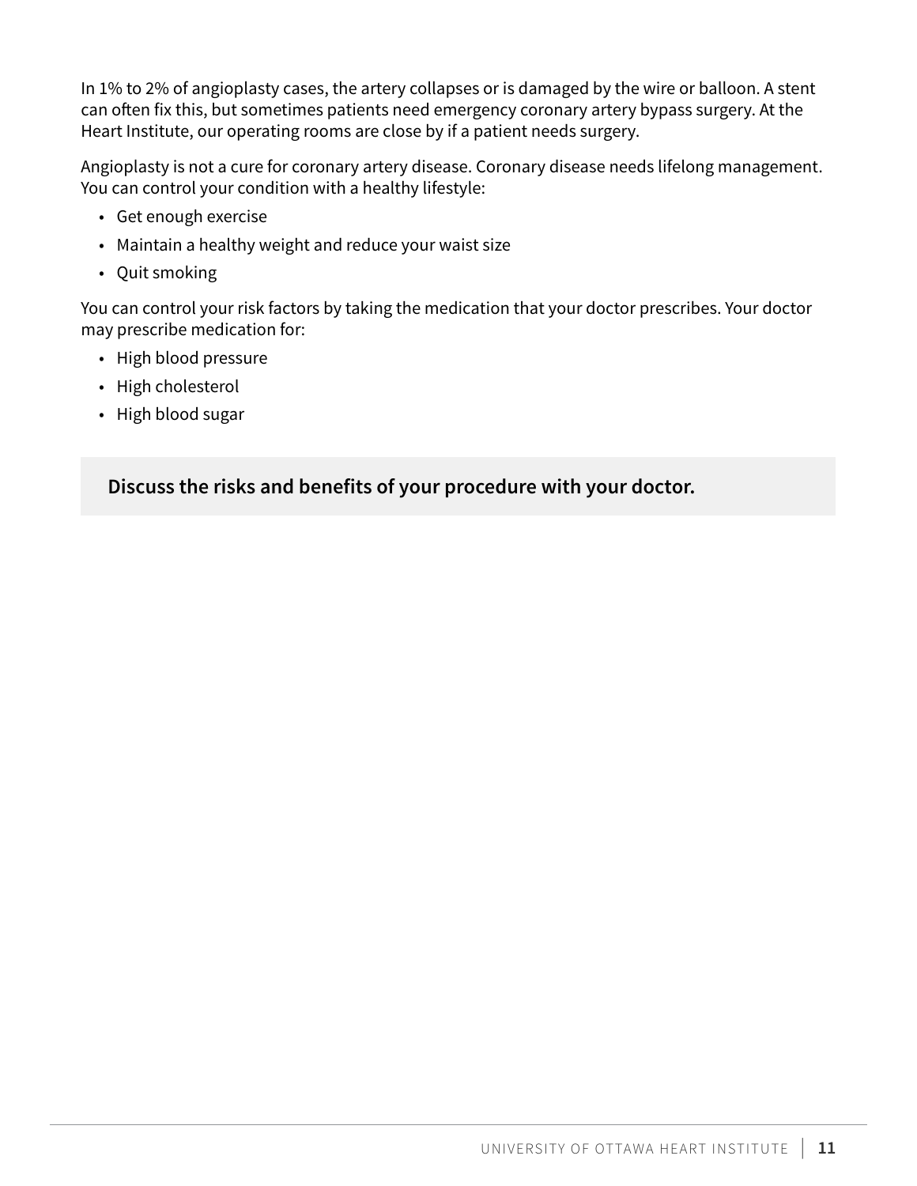In 1% to 2% of angioplasty cases, the artery collapses or is damaged by the wire or balloon. A stent can often fix this, but sometimes patients need emergency coronary artery bypass surgery. At the Heart Institute, our operating rooms are close by if a patient needs surgery.

Angioplasty is not a cure for coronary artery disease. Coronary disease needs lifelong management. You can control your condition with a healthy lifestyle:

- Get enough exercise
- Maintain a healthy weight and reduce your waist size
- Quit smoking

You can control your risk factors by taking the medication that your doctor prescribes. Your doctor may prescribe medication for:

- High blood pressure
- High cholesterol
- High blood sugar

**Discuss the risks and benefits of your procedure with your doctor.**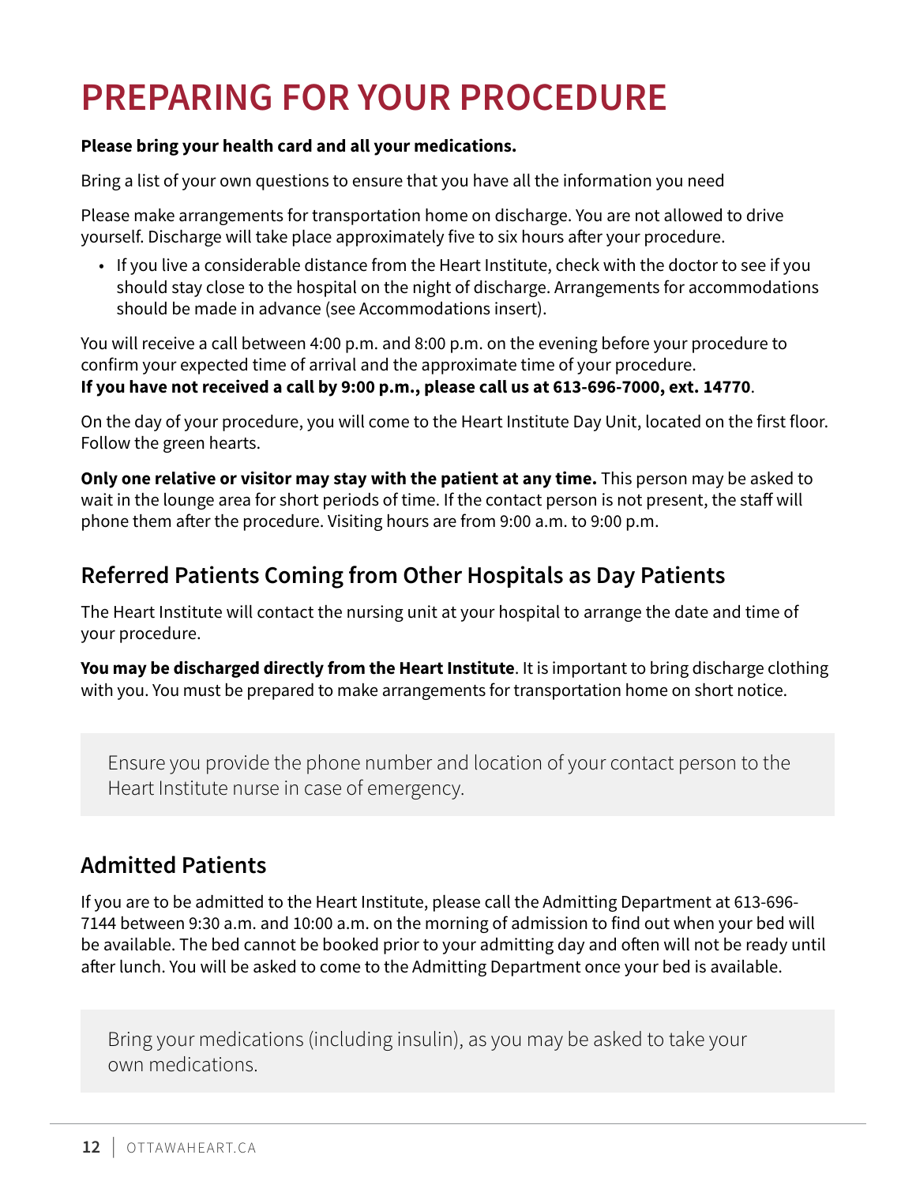# PREPARING FOR YOUR PROCEDURE

**Please bring your health card and all your medications.**

Bring a list of your own questions to ensure that you have all the information you need

Please make arrangements for transportation home on discharge. You are not allowed to drive yourself. Discharge will take place approximately five to six hours after your procedure.

- If you live a considerable distance from the Heart Institute, check with the doctor to see if you should stay close to the hospital on the night of discharge. Arrangements for accommodations should be made in advance (see Accommodations insert).

You will receive a call between 4:00 p.m. and 8:00 p.m. on the evening before your procedure to confirm your expected time of arrival and the approximate time of your procedure.
**If you have not received a call by 9:00 p.m., please call us at 613-696-7000, ext. 14770**.

On the day of your procedure, you will come to the Heart Institute Day Unit, located on the first floor. Follow the green hearts.

**Only one relative or visitor may stay with the patient at any time.** This person may be asked to wait in the lounge area for short periods of time. If the contact person is not present, the staff will phone them after the procedure. Visiting hours are from 9:00 a.m. to 9:00 p.m.

## Referred Patients Coming from Other Hospitals as Day Patients

The Heart Institute will contact the nursing unit at your hospital to arrange the date and time of your procedure.

**You may be discharged directly from the Heart Institute**. It is important to bring discharge clothing with you. You must be prepared to make arrangements for transportation home on short notice.

> Ensure you provide the phone number and location of your contact person to the Heart Institute nurse in case of emergency.

## Admitted Patients

If you are to be admitted to the Heart Institute, please call the Admitting Department at 613-696-7144 between 9:30 a.m. and 10:00 a.m. on the morning of admission to find out when your bed will be available. The bed cannot be booked prior to your admitting day and often will not be ready until after lunch. You will be asked to come to the Admitting Department once your bed is available.

> Bring your medications (including insulin), as you may be asked to take your own medications.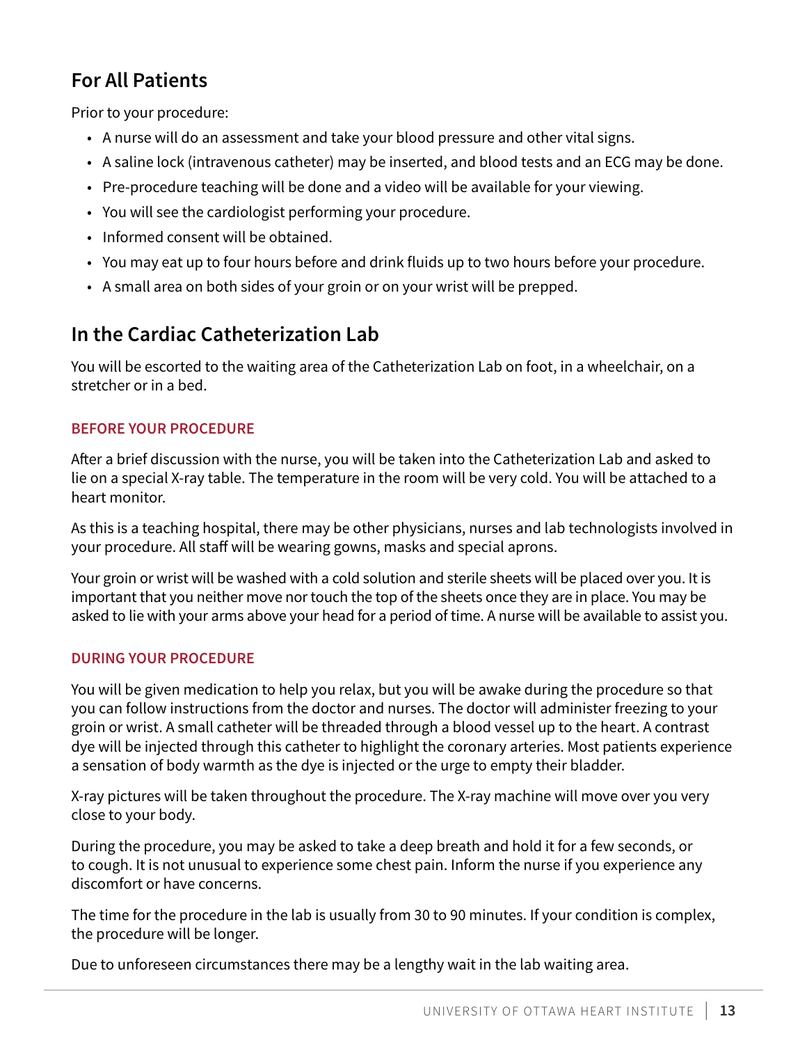## For All Patients

Prior to your procedure:

- A nurse will do an assessment and take your blood pressure and other vital signs.
- A saline lock (intravenous catheter) may be inserted, and blood tests and an ECG may be done.
- Pre-procedure teaching will be done and a video will be available for your viewing.
- You will see the cardiologist performing your procedure.
- Informed consent will be obtained.
- You may eat up to four hours before and drink fluids up to two hours before your procedure.
- A small area on both sides of your groin or on your wrist will be prepped.

## In the Cardiac Catheterization Lab

You will be escorted to the waiting area of the Catheterization Lab on foot, in a wheelchair, on a stretcher or in a bed.

### BEFORE YOUR PROCEDURE

After a brief discussion with the nurse, you will be taken into the Catheterization Lab and asked to lie on a special X-ray table. The temperature in the room will be very cold. You will be attached to a heart monitor.

As this is a teaching hospital, there may be other physicians, nurses and lab technologists involved in your procedure. All staff will be wearing gowns, masks and special aprons.

Your groin or wrist will be washed with a cold solution and sterile sheets will be placed over you. It is important that you neither move nor touch the top of the sheets once they are in place. You may be asked to lie with your arms above your head for a period of time. A nurse will be available to assist you.

### DURING YOUR PROCEDURE

You will be given medication to help you relax, but you will be awake during the procedure so that you can follow instructions from the doctor and nurses. The doctor will administer freezing to your groin or wrist. A small catheter will be threaded through a blood vessel up to the heart. A contrast dye will be injected through this catheter to highlight the coronary arteries. Most patients experience a sensation of body warmth as the dye is injected or the urge to empty their bladder.

X-ray pictures will be taken throughout the procedure. The X-ray machine will move over you very close to your body.

During the procedure, you may be asked to take a deep breath and hold it for a few seconds, or to cough. It is not unusual to experience some chest pain. Inform the nurse if you experience any discomfort or have concerns.

The time for the procedure in the lab is usually from 30 to 90 minutes. If your condition is complex, the procedure will be longer.

Due to unforeseen circumstances there may be a lengthy wait in the lab waiting area.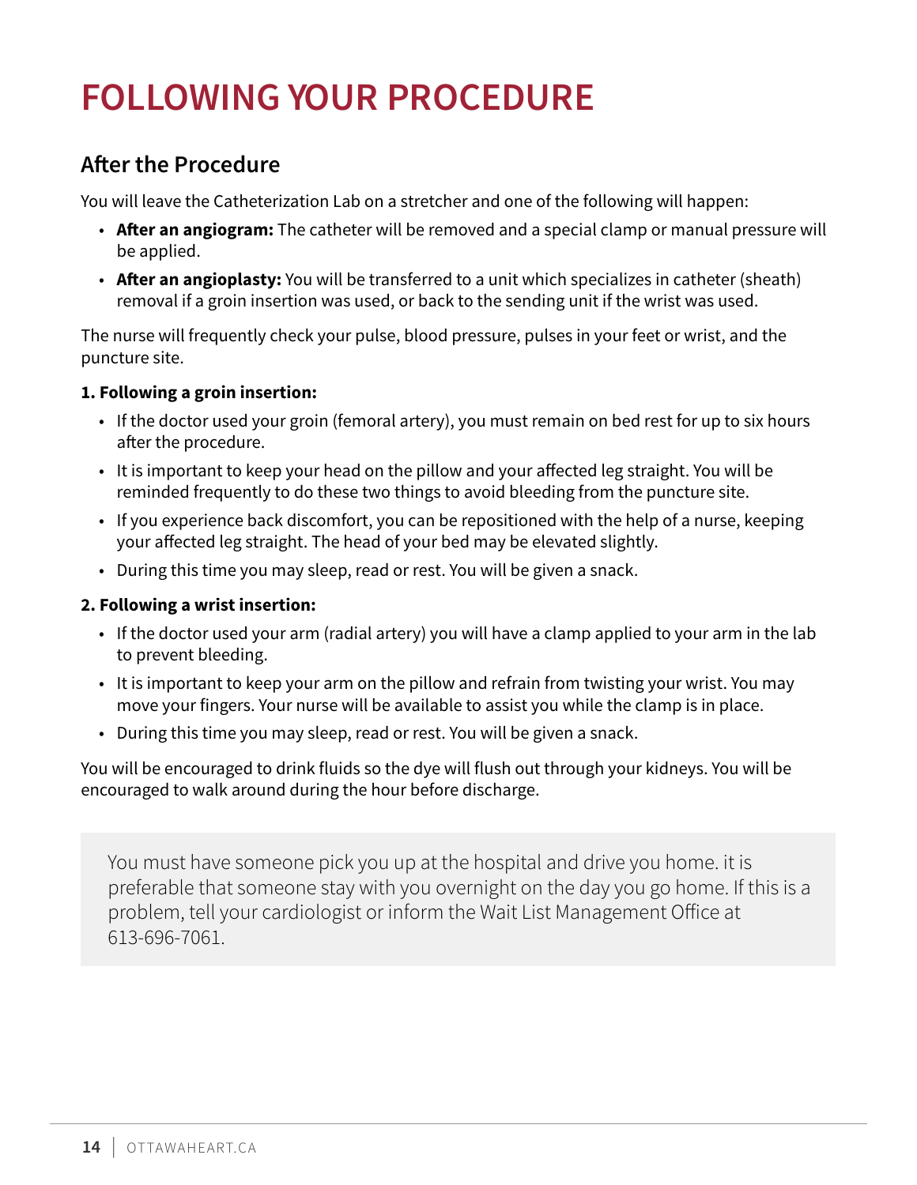# FOLLOWING YOUR PROCEDURE

## After the Procedure

You will leave the Catheterization Lab on a stretcher and one of the following will happen:

- **After an angiogram:** The catheter will be removed and a special clamp or manual pressure will be applied.
- **After an angioplasty:** You will be transferred to a unit which specializes in catheter (sheath) removal if a groin insertion was used, or back to the sending unit if the wrist was used.

The nurse will frequently check your pulse, blood pressure, pulses in your feet or wrist, and the puncture site.

**1. Following a groin insertion:**

- If the doctor used your groin (femoral artery), you must remain on bed rest for up to six hours after the procedure.
- It is important to keep your head on the pillow and your affected leg straight. You will be reminded frequently to do these two things to avoid bleeding from the puncture site.
- If you experience back discomfort, you can be repositioned with the help of a nurse, keeping your affected leg straight. The head of your bed may be elevated slightly.
- During this time you may sleep, read or rest. You will be given a snack.

**2. Following a wrist insertion:**

- If the doctor used your arm (radial artery) you will have a clamp applied to your arm in the lab to prevent bleeding.
- It is important to keep your arm on the pillow and refrain from twisting your wrist. You may move your fingers. Your nurse will be available to assist you while the clamp is in place.
- During this time you may sleep, read or rest. You will be given a snack.

You will be encouraged to drink fluids so the dye will flush out through your kidneys. You will be encouraged to walk around during the hour before discharge.

> You must have someone pick you up at the hospital and drive you home. it is preferable that someone stay with you overnight on the day you go home. If this is a problem, tell your cardiologist or inform the Wait List Management Office at 613-696-7061.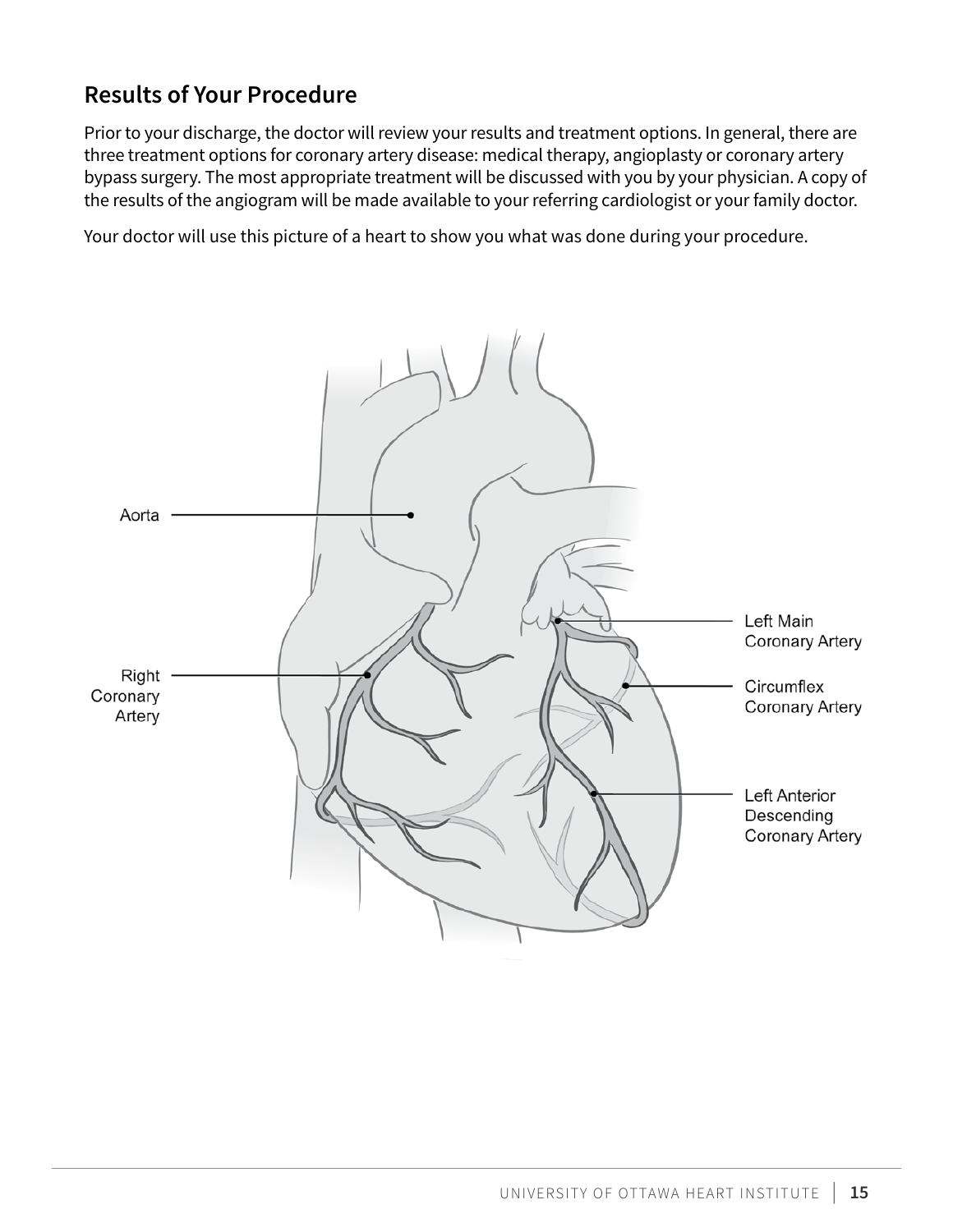## Results of Your Procedure

Prior to your discharge, the doctor will review your results and treatment options. In general, there are three treatment options for coronary artery disease: medical therapy, angioplasty or coronary artery bypass surgery. The most appropriate treatment will be discussed with you by your physician. A copy of the results of the angiogram will be made available to your referring cardiologist or your family doctor.

Your doctor will use this picture of a heart to show you what was done during your procedure.

Aorta

Right Coronary Artery

Left Main Coronary Artery

Circumflex Coronary Artery

Left Anterior Descending Coronary Artery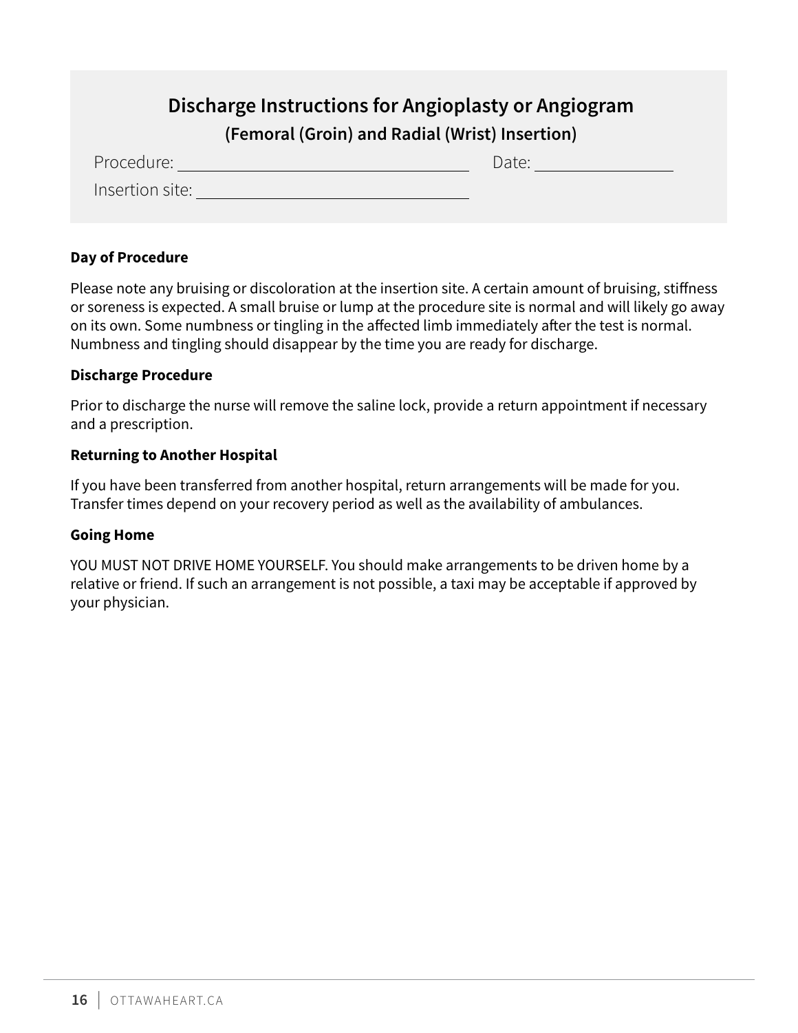## Discharge Instructions for Angioplasty or Angiogram

### (Femoral (Groin) and Radial (Wrist) Insertion)

Procedure: ______________________________ Date: ______________

Insertion site: ______________________________

**Day of Procedure**

Please note any bruising or discoloration at the insertion site. A certain amount of bruising, stiffness or soreness is expected. A small bruise or lump at the procedure site is normal and will likely go away on its own. Some numbness or tingling in the affected limb immediately after the test is normal. Numbness and tingling should disappear by the time you are ready for discharge.

**Discharge Procedure**

Prior to discharge the nurse will remove the saline lock, provide a return appointment if necessary and a prescription.

**Returning to Another Hospital**

If you have been transferred from another hospital, return arrangements will be made for you. Transfer times depend on your recovery period as well as the availability of ambulances.

**Going Home**

YOU MUST NOT DRIVE HOME YOURSELF. You should make arrangements to be driven home by a relative or friend. If such an arrangement is not possible, a taxi may be acceptable if approved by your physician.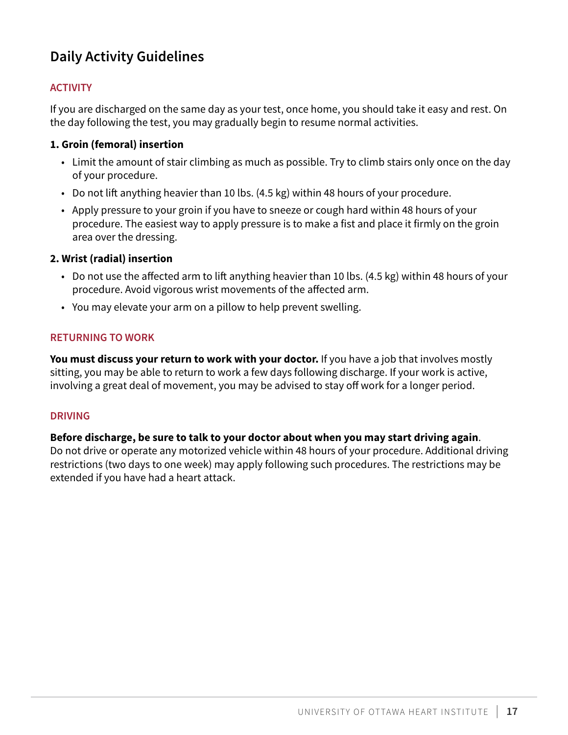## Daily Activity Guidelines

### ACTIVITY

If you are discharged on the same day as your test, once home, you should take it easy and rest. On the day following the test, you may gradually begin to resume normal activities.

**1. Groin (femoral) insertion**

- Limit the amount of stair climbing as much as possible. Try to climb stairs only once on the day of your procedure.
- Do not lift anything heavier than 10 lbs. (4.5 kg) within 48 hours of your procedure.
- Apply pressure to your groin if you have to sneeze or cough hard within 48 hours of your procedure. The easiest way to apply pressure is to make a fist and place it firmly on the groin area over the dressing.

**2. Wrist (radial) insertion**

- Do not use the affected arm to lift anything heavier than 10 lbs. (4.5 kg) within 48 hours of your procedure. Avoid vigorous wrist movements of the affected arm.
- You may elevate your arm on a pillow to help prevent swelling.

### RETURNING TO WORK

**You must discuss your return to work with your doctor.** If you have a job that involves mostly sitting, you may be able to return to work a few days following discharge. If your work is active, involving a great deal of movement, you may be advised to stay off work for a longer period.

### DRIVING

**Before discharge, be sure to talk to your doctor about when you may start driving again**. Do not drive or operate any motorized vehicle within 48 hours of your procedure. Additional driving restrictions (two days to one week) may apply following such procedures. The restrictions may be extended if you have had a heart attack.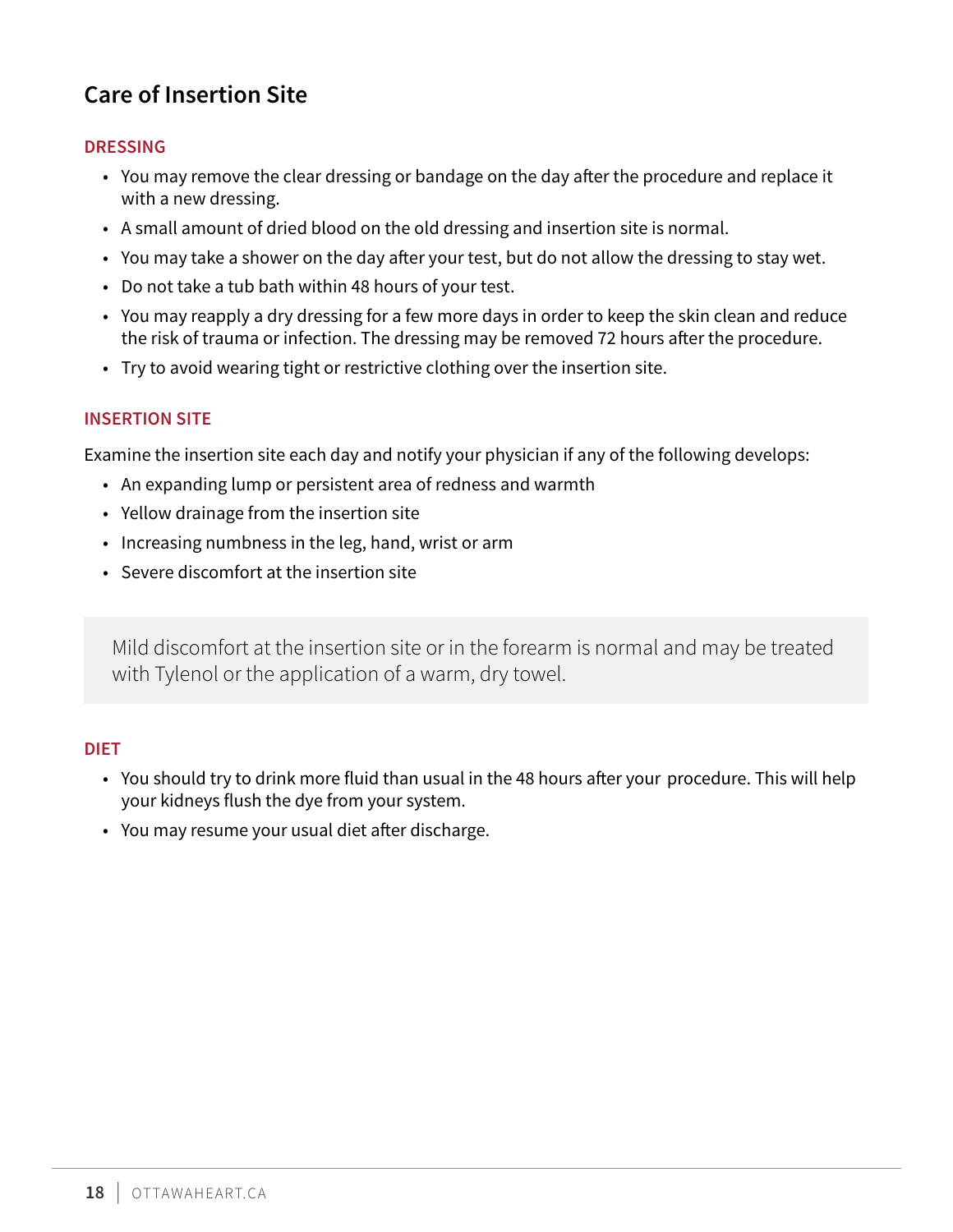## Care of Insertion Site

### DRESSING

- You may remove the clear dressing or bandage on the day after the procedure and replace it with a new dressing.
- A small amount of dried blood on the old dressing and insertion site is normal.
- You may take a shower on the day after your test, but do not allow the dressing to stay wet.
- Do not take a tub bath within 48 hours of your test.
- You may reapply a dry dressing for a few more days in order to keep the skin clean and reduce the risk of trauma or infection. The dressing may be removed 72 hours after the procedure.
- Try to avoid wearing tight or restrictive clothing over the insertion site.

### INSERTION SITE

Examine the insertion site each day and notify your physician if any of the following develops:

- An expanding lump or persistent area of redness and warmth
- Yellow drainage from the insertion site
- Increasing numbness in the leg, hand, wrist or arm
- Severe discomfort at the insertion site

> Mild discomfort at the insertion site or in the forearm is normal and may be treated with Tylenol or the application of a warm, dry towel.

### DIET

- You should try to drink more fluid than usual in the 48 hours after your procedure. This will help your kidneys flush the dye from your system.
- You may resume your usual diet after discharge.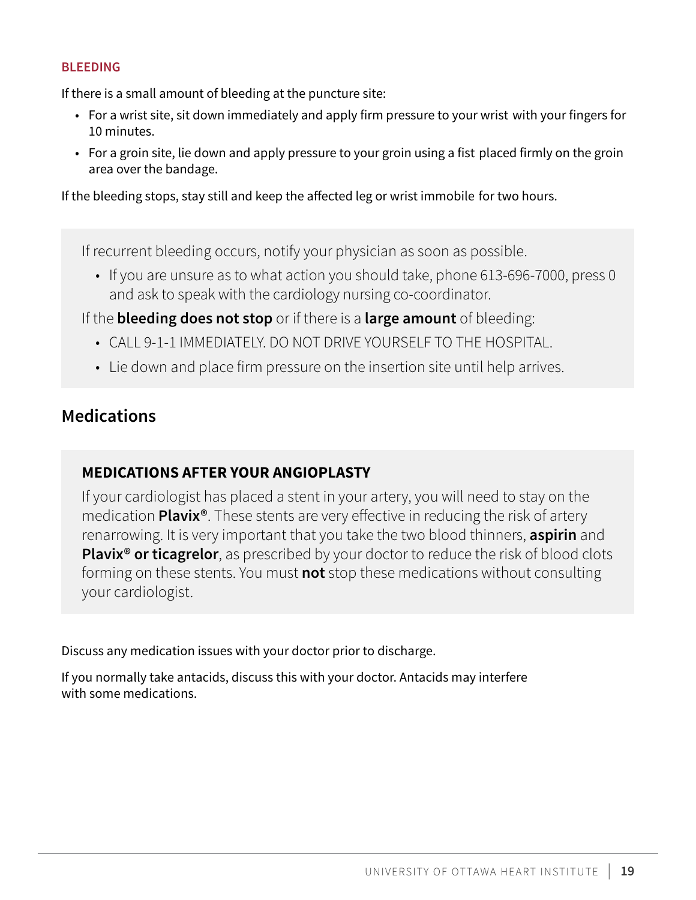### BLEEDING

If there is a small amount of bleeding at the puncture site:

- For a wrist site, sit down immediately and apply firm pressure to your wrist with your fingers for 10 minutes.
- For a groin site, lie down and apply pressure to your groin using a fist placed firmly on the groin area over the bandage.

If the bleeding stops, stay still and keep the affected leg or wrist immobile for two hours.

If recurrent bleeding occurs, notify your physician as soon as possible.

- If you are unsure as to what action you should take, phone 613-696-7000, press 0 and ask to speak with the cardiology nursing co-coordinator.

If the **bleeding does not stop** or if there is a **large amount** of bleeding:

- CALL 9-1-1 IMMEDIATELY. DO NOT DRIVE YOURSELF TO THE HOSPITAL.
- Lie down and place firm pressure on the insertion site until help arrives.

## Medications

### MEDICATIONS AFTER YOUR ANGIOPLASTY

If your cardiologist has placed a stent in your artery, you will need to stay on the medication **Plavix®**. These stents are very effective in reducing the risk of artery renarrowing. It is very important that you take the two blood thinners, **aspirin** and **Plavix® or ticagrelor**, as prescribed by your doctor to reduce the risk of blood clots forming on these stents. You must **not** stop these medications without consulting your cardiologist.

Discuss any medication issues with your doctor prior to discharge.

If you normally take antacids, discuss this with your doctor. Antacids may interfere with some medications.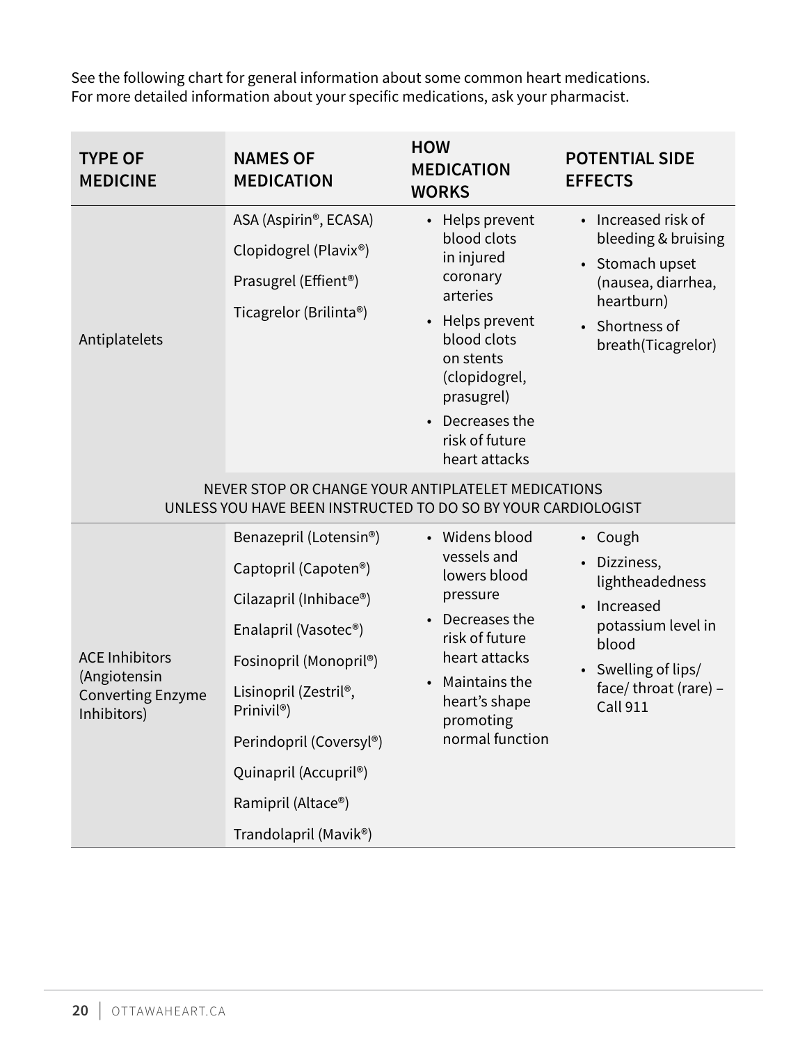See the following chart for general information about some common heart medications.
For more detailed information about your specific medications, ask your pharmacist.

| TYPE OF MEDICINE | NAMES OF MEDICATION | HOW MEDICATION WORKS | POTENTIAL SIDE EFFECTS |
|---|---|---|---|
| Antiplatelets | ASA (Aspirin®, ECASA)<br>Clopidogrel (Plavix®)<br>Prasugrel (Effient®)<br>Ticagrelor (Brilinta®) | • Helps prevent blood clots in injured coronary arteries<br>• Helps prevent blood clots on stents (clopidogrel, prasugrel)<br>• Decreases the risk of future heart attacks | • Increased risk of bleeding & bruising<br>• Stomach upset (nausea, diarrhea, heartburn)<br>• Shortness of breath(Ticagrelor) |
| NEVER STOP OR CHANGE YOUR ANTIPLATELET MEDICATIONS UNLESS YOU HAVE BEEN INSTRUCTED TO DO SO BY YOUR CARDIOLOGIST | | | |
| ACE Inhibitors (Angiotensin Converting Enzyme Inhibitors) | Benazepril (Lotensin®)<br>Captopril (Capoten®)<br>Cilazapril (Inhibace®)<br>Enalapril (Vasotec®)<br>Fosinopril (Monopril®)<br>Lisinopril (Zestril®, Prinivil®)<br>Perindopril (Coversyl®)<br>Quinapril (Accupril®)<br>Ramipril (Altace®)<br>Trandolapril (Mavik®) | • Widens blood vessels and lowers blood pressure<br>• Decreases the risk of future heart attacks<br>• Maintains the heart's shape promoting normal function | • Cough<br>• Dizziness, lightheadedness<br>• Increased potassium level in blood<br>• Swelling of lips/ face/ throat (rare) – Call 911 |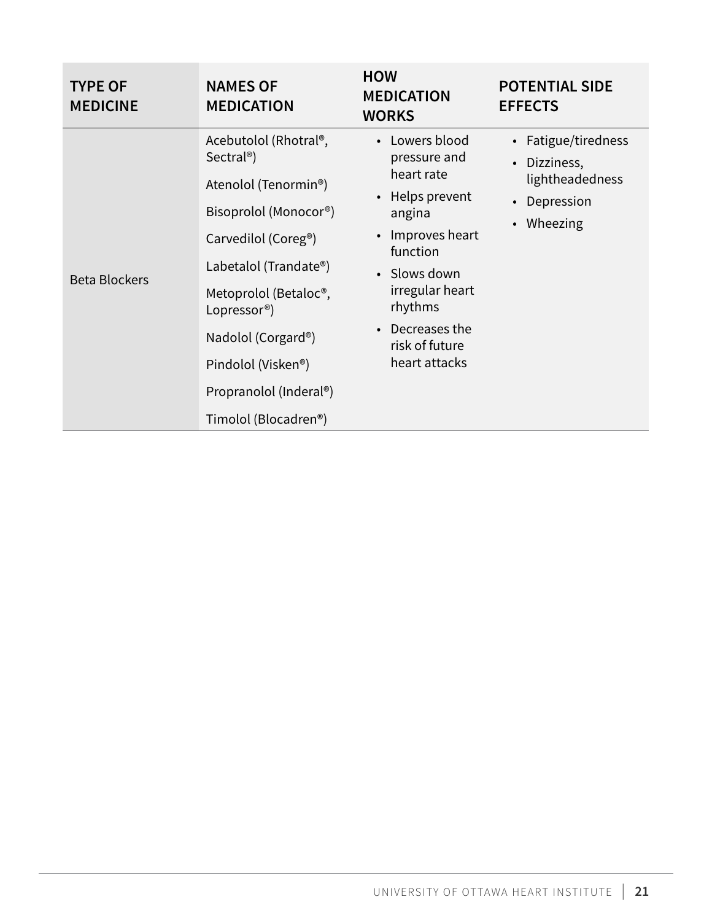| TYPE OF MEDICINE | NAMES OF MEDICATION | HOW MEDICATION WORKS | POTENTIAL SIDE EFFECTS |
| --- | --- | --- | --- |
| Beta Blockers | Acebutolol (Rhotral®, Sectral®)<br>Atenolol (Tenormin®)<br>Bisoprolol (Monocor®)<br>Carvedilol (Coreg®)<br>Labetalol (Trandate®)<br>Metoprolol (Betaloc®, Lopressor®)<br>Nadolol (Corgard®)<br>Pindolol (Visken®)<br>Propranolol (Inderal®)<br>Timolol (Blocadren®) | • Lowers blood pressure and heart rate<br>• Helps prevent angina<br>• Improves heart function<br>• Slows down irregular heart rhythms<br>• Decreases the risk of future heart attacks | • Fatigue/tiredness<br>• Dizziness, lightheadedness<br>• Depression<br>• Wheezing |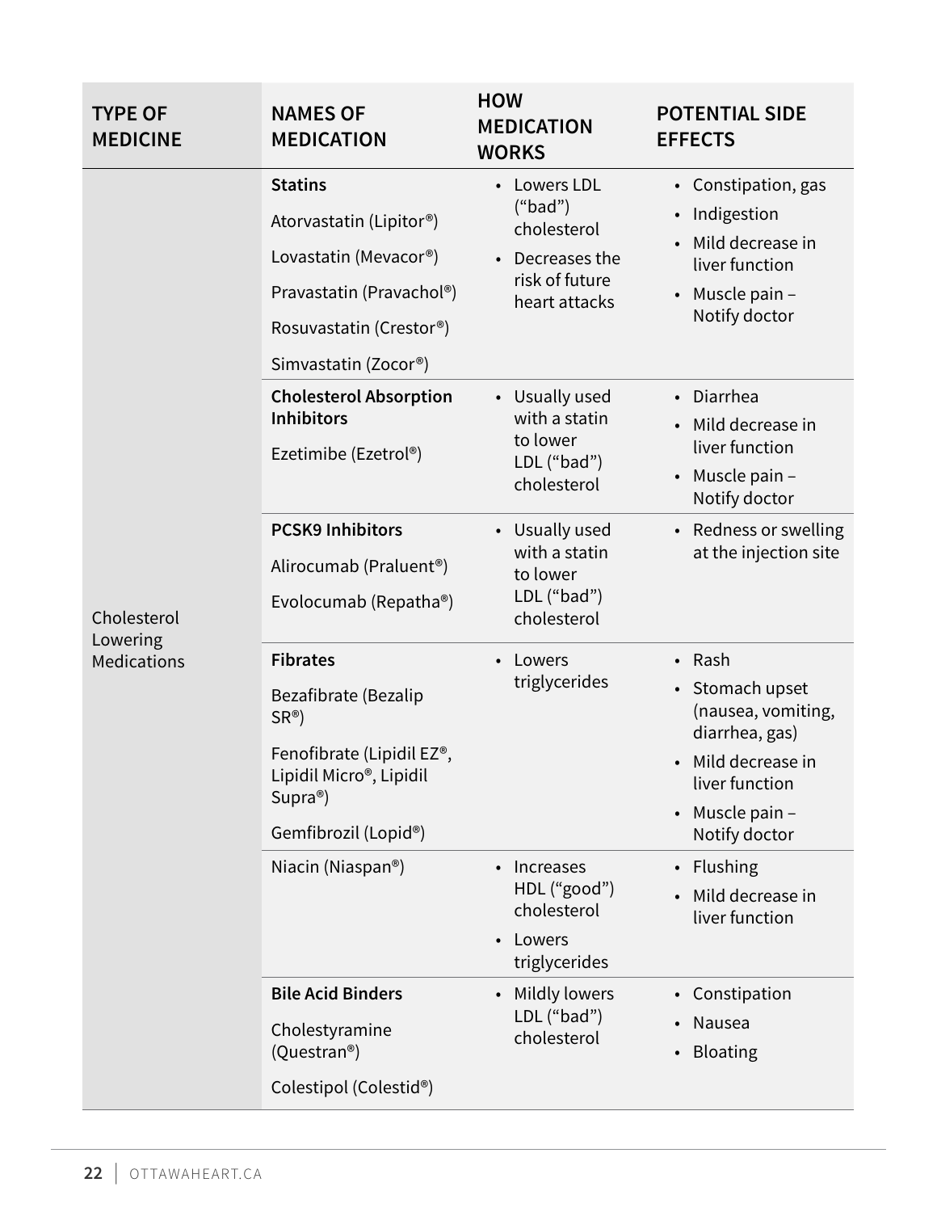| TYPE OF MEDICINE | NAMES OF MEDICATION | HOW MEDICATION WORKS | POTENTIAL SIDE EFFECTS |
|---|---|---|---|
| Cholesterol Lowering Medications | **Statins**<br>Atorvastatin (Lipitor®)<br>Lovastatin (Mevacor®)<br>Pravastatin (Pravachol®)<br>Rosuvastatin (Crestor®)<br>Simvastatin (Zocor®) | • Lowers LDL (“bad”) cholesterol<br>• Decreases the risk of future heart attacks | • Constipation, gas<br>• Indigestion<br>• Mild decrease in liver function<br>• Muscle pain – Notify doctor |
| | **Cholesterol Absorption Inhibitors**<br>Ezetimibe (Ezetrol®) | • Usually used with a statin to lower LDL (“bad”) cholesterol | • Diarrhea<br>• Mild decrease in liver function<br>• Muscle pain – Notify doctor |
| | **PCSK9 Inhibitors**<br>Alirocumab (Praluent®)<br>Evolocumab (Repatha®) | • Usually used with a statin to lower LDL (“bad”) cholesterol | • Redness or swelling at the injection site |
| | **Fibrates**<br>Bezafibrate (Bezalip SR®)<br>Fenofibrate (Lipidil EZ®, Lipidil Micro®, Lipidil Supra®)<br>Gemfibrozil (Lopid®) | • Lowers triglycerides | • Rash<br>• Stomach upset (nausea, vomiting, diarrhea, gas)<br>• Mild decrease in liver function<br>• Muscle pain – Notify doctor |
| | Niacin (Niaspan®) | • Increases HDL (“good”) cholesterol<br>• Lowers triglycerides | • Flushing<br>• Mild decrease in liver function |
| | **Bile Acid Binders**<br>Cholestyramine (Questran®)<br>Colestipol (Colestid®) | • Mildly lowers LDL (“bad”) cholesterol | • Constipation<br>• Nausea<br>• Bloating |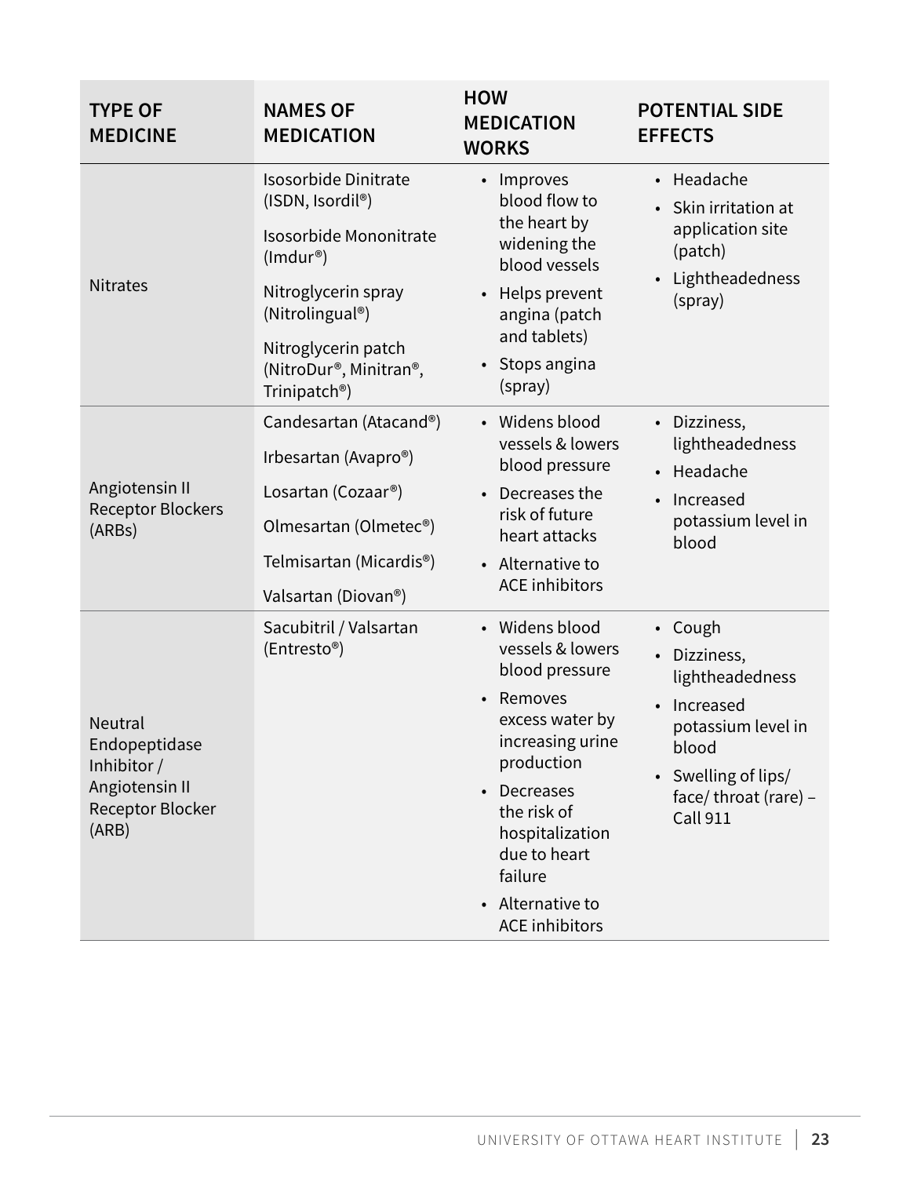| TYPE OF MEDICINE | NAMES OF MEDICATION | HOW MEDICATION WORKS | POTENTIAL SIDE EFFECTS |
|---|---|---|---|
| Nitrates | Isosorbide Dinitrate (ISDN, Isordil®)<br>Isosorbide Mononitrate (Imdur®)<br>Nitroglycerin spray (Nitrolingual®)<br>Nitroglycerin patch (NitroDur®, Minitran®, Trinipatch®) | • Improves blood flow to the heart by widening the blood vessels<br>• Helps prevent angina (patch and tablets)<br>• Stops angina (spray) | • Headache<br>• Skin irritation at application site (patch)<br>• Lightheadedness (spray) |
| Angiotensin II Receptor Blockers (ARBs) | Candesartan (Atacand®)<br>Irbesartan (Avapro®)<br>Losartan (Cozaar®)<br>Olmesartan (Olmetec®)<br>Telmisartan (Micardis®)<br>Valsartan (Diovan®) | • Widens blood vessels & lowers blood pressure<br>• Decreases the risk of future heart attacks<br>• Alternative to ACE inhibitors | • Dizziness, lightheadedness<br>• Headache<br>• Increased potassium level in blood |
| Neutral Endopeptidase Inhibitor / Angiotensin II Receptor Blocker (ARB) | Sacubitril / Valsartan (Entresto®) | • Widens blood vessels & lowers blood pressure<br>• Removes excess water by increasing urine production<br>• Decreases the risk of hospitalization due to heart failure<br>• Alternative to ACE inhibitors | • Cough<br>• Dizziness, lightheadedness<br>• Increased potassium level in blood<br>• Swelling of lips/ face/ throat (rare) – Call 911 |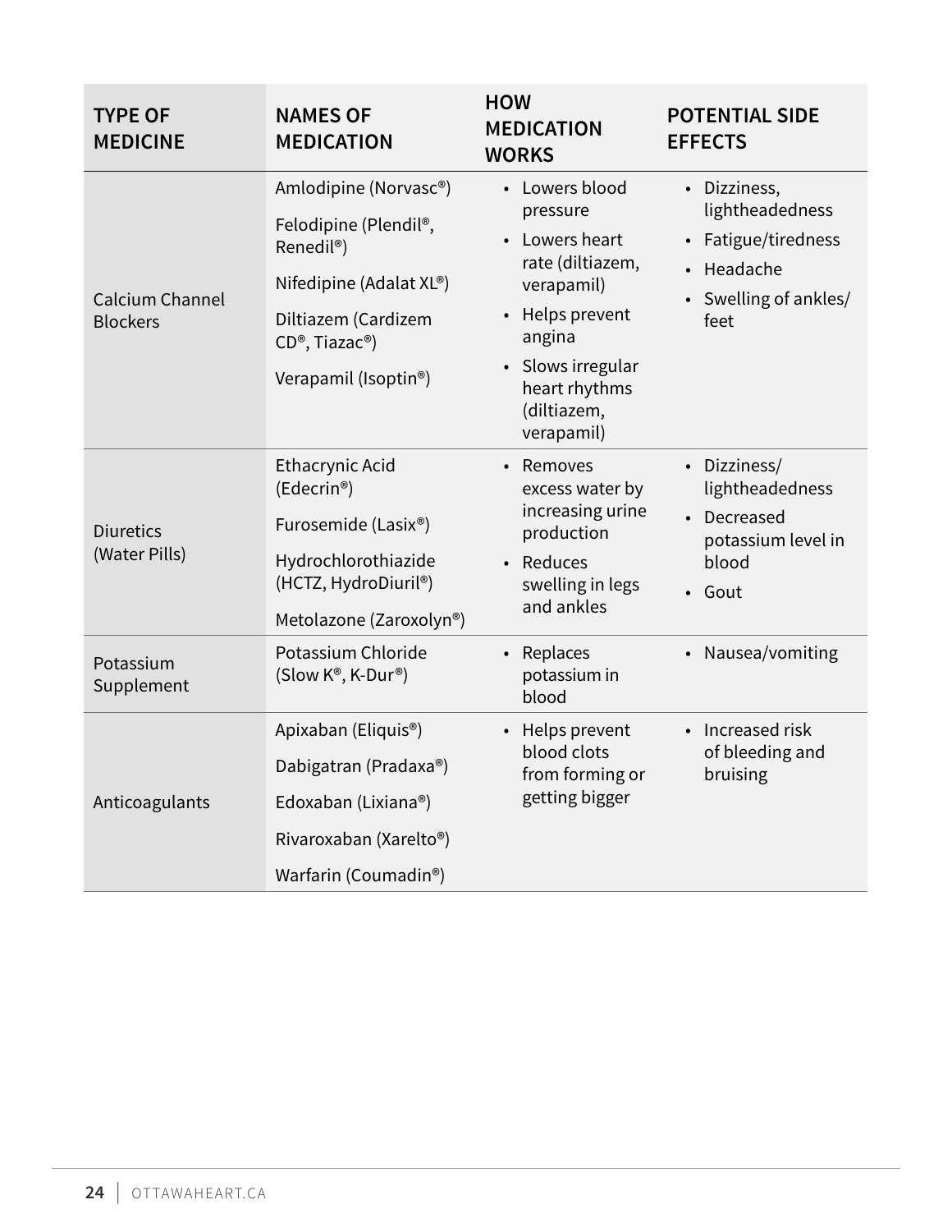| TYPE OF MEDICINE | NAMES OF MEDICATION | HOW MEDICATION WORKS | POTENTIAL SIDE EFFECTS |
|---|---|---|---|
| Calcium Channel Blockers | Amlodipine (Norvasc®)<br>Felodipine (Plendil®, Renedil®)<br>Nifedipine (Adalat XL®)<br>Diltiazem (Cardizem CD®, Tiazac®)<br>Verapamil (Isoptin®) | • Lowers blood pressure<br>• Lowers heart rate (diltiazem, verapamil)<br>• Helps prevent angina<br>• Slows irregular heart rhythms (diltiazem, verapamil) | • Dizziness, lightheadedness<br>• Fatigue/tiredness<br>• Headache<br>• Swelling of ankles/ feet |
| Diuretics (Water Pills) | Ethacrynic Acid (Edecrin®)<br>Furosemide (Lasix®)<br>Hydrochlorothiazide (HCTZ, HydroDiuril®)<br>Metolazone (Zaroxolyn®) | • Removes excess water by increasing urine production<br>• Reduces swelling in legs and ankles | • Dizziness/ lightheadedness<br>• Decreased potassium level in blood<br>• Gout |
| Potassium Supplement | Potassium Chloride (Slow K®, K-Dur®) | • Replaces potassium in blood | • Nausea/vomiting |
| Anticoagulants | Apixaban (Eliquis®)<br>Dabigatran (Pradaxa®)<br>Edoxaban (Lixiana®)<br>Rivaroxaban (Xarelto®)<br>Warfarin (Coumadin®) | • Helps prevent blood clots from forming or getting bigger | • Increased risk of bleeding and bruising |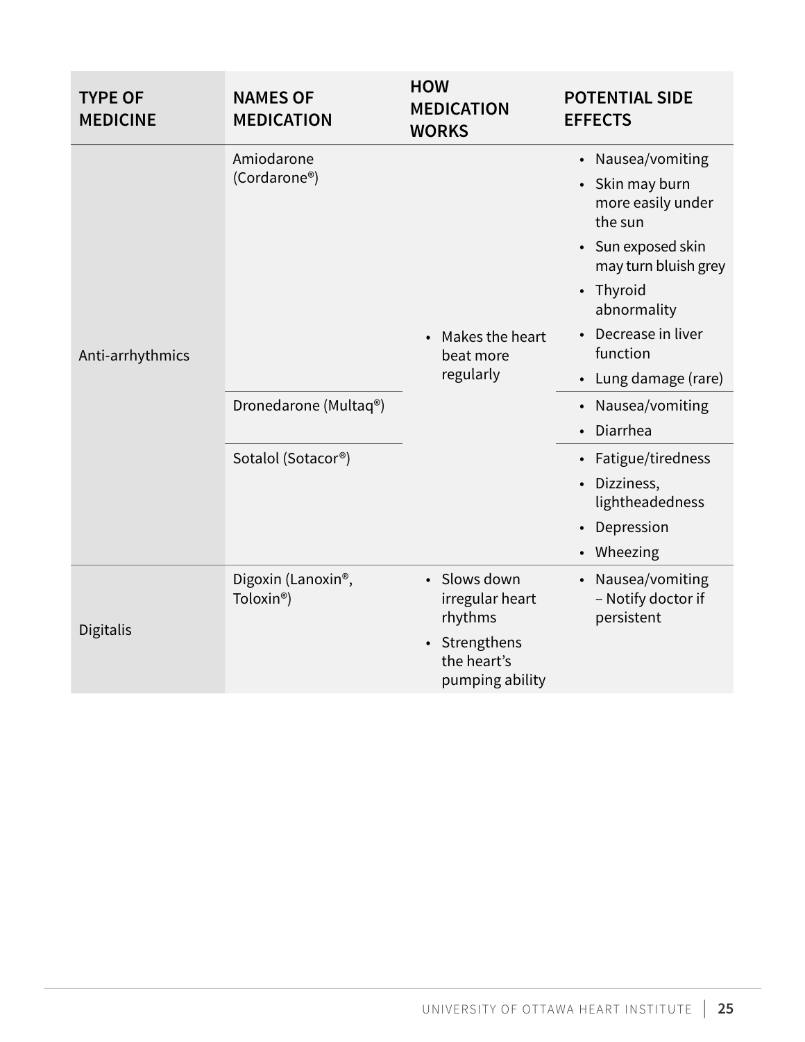| TYPE OF MEDICINE | NAMES OF MEDICATION | HOW MEDICATION WORKS | POTENTIAL SIDE EFFECTS |
| --- | --- | --- | --- |
| Anti-arrhythmics | Amiodarone (Cordarone®) | • Makes the heart beat more regularly | • Nausea/vomiting<br>• Skin may burn more easily under the sun<br>• Sun exposed skin may turn bluish grey<br>• Thyroid abnormality<br>• Decrease in liver function<br>• Lung damage (rare) |
| | Dronedarone (Multaq®) | | • Nausea/vomiting<br>• Diarrhea |
| | Sotalol (Sotacor®) | | • Fatigue/tiredness<br>• Dizziness, lightheadedness<br>• Depression<br>• Wheezing |
| Digitalis | Digoxin (Lanoxin®, Toloxin®) | • Slows down irregular heart rhythms<br>• Strengthens the heart's pumping ability | • Nausea/vomiting – Notify doctor if persistent |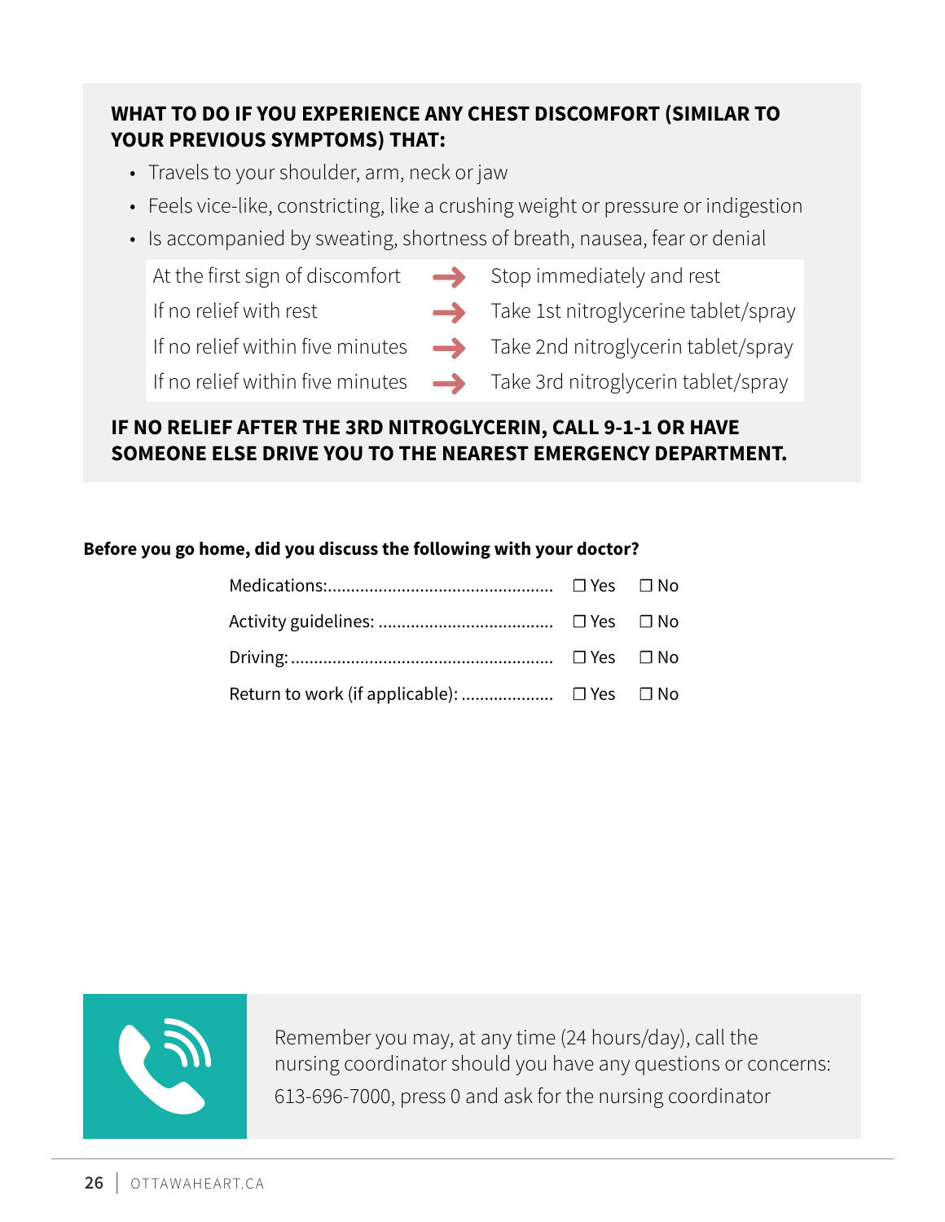**WHAT TO DO IF YOU EXPERIENCE ANY CHEST DISCOMFORT (SIMILAR TO YOUR PREVIOUS SYMPTOMS) THAT:**

- Travels to your shoulder, arm, neck or jaw
- Feels vice-like, constricting, like a crushing weight or pressure or indigestion
- Is accompanied by sweating, shortness of breath, nausea, fear or denial

| | | |
|---|---|---|
| At the first sign of discomfort | → | Stop immediately and rest |
| If no relief with rest | → | Take 1st nitroglycerine tablet/spray |
| If no relief within five minutes | → | Take 2nd nitroglycerin tablet/spray |
| If no relief within five minutes | → | Take 3rd nitroglycerin tablet/spray |

**IF NO RELIEF AFTER THE 3RD NITROGLYCERIN, CALL 9-1-1 OR HAVE SOMEONE ELSE DRIVE YOU TO THE NEAREST EMERGENCY DEPARTMENT.**

**Before you go home, did you discuss the following with your doctor?**

| | | |
|---|---|---|
| Medications:................................................ | ☐ Yes | ☐ No |
| Activity guidelines: ..................................... | ☐ Yes | ☐ No |
| Driving: ....................................................... | ☐ Yes | ☐ No |
| Return to work (if applicable): .................... | ☐ Yes | ☐ No |

Remember you may, at any time (24 hours/day), call the nursing coordinator should you have any questions or concerns: 613-696-7000, press 0 and ask for the nursing coordinator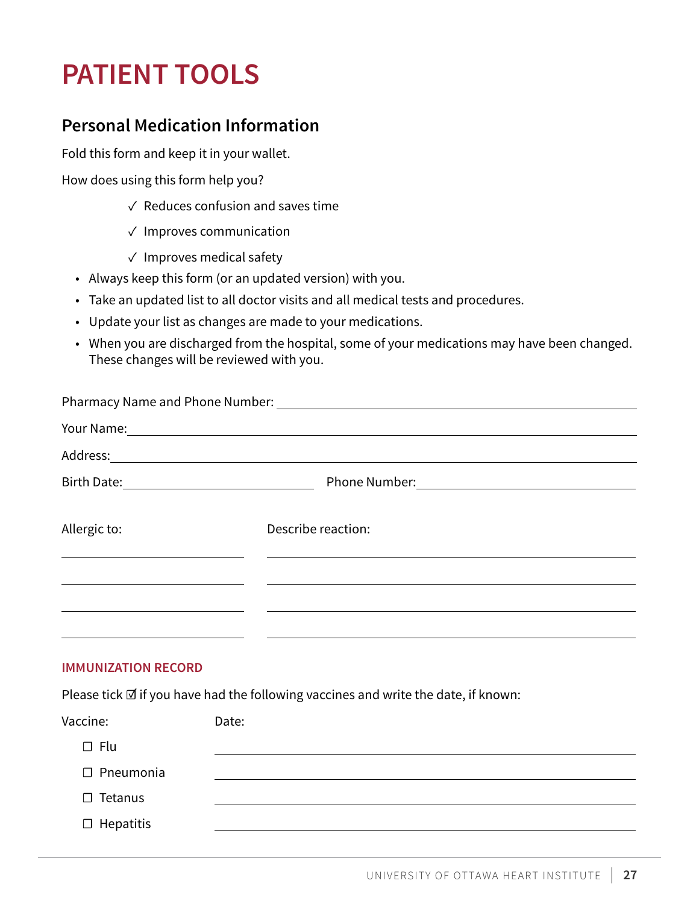# PATIENT TOOLS

## Personal Medication Information

Fold this form and keep it in your wallet.

How does using this form help you?

✓ Reduces confusion and saves time

✓ Improves communication

✓ Improves medical safety

- Always keep this form (or an updated version) with you.
- Take an updated list to all doctor visits and all medical tests and procedures.
- Update your list as changes are made to your medications.
- When you are discharged from the hospital, some of your medications may have been changed. These changes will be reviewed with you.

Pharmacy Name and Phone Number: ______________________________

Your Name: ______________________________

Address: ______________________________

Birth Date: ______________________ Phone Number: ______________________

| Allergic to: | Describe reaction: |
| --- | --- |
| | |
| | |
| | |
| | |

### IMMUNIZATION RECORD

Please tick ☑ if you have had the following vaccines and write the date, if known:

| Vaccine: | Date: |
| --- | --- |
| ☐ Flu | |
| ☐ Pneumonia | |
| ☐ Tetanus | |
| ☐ Hepatitis | |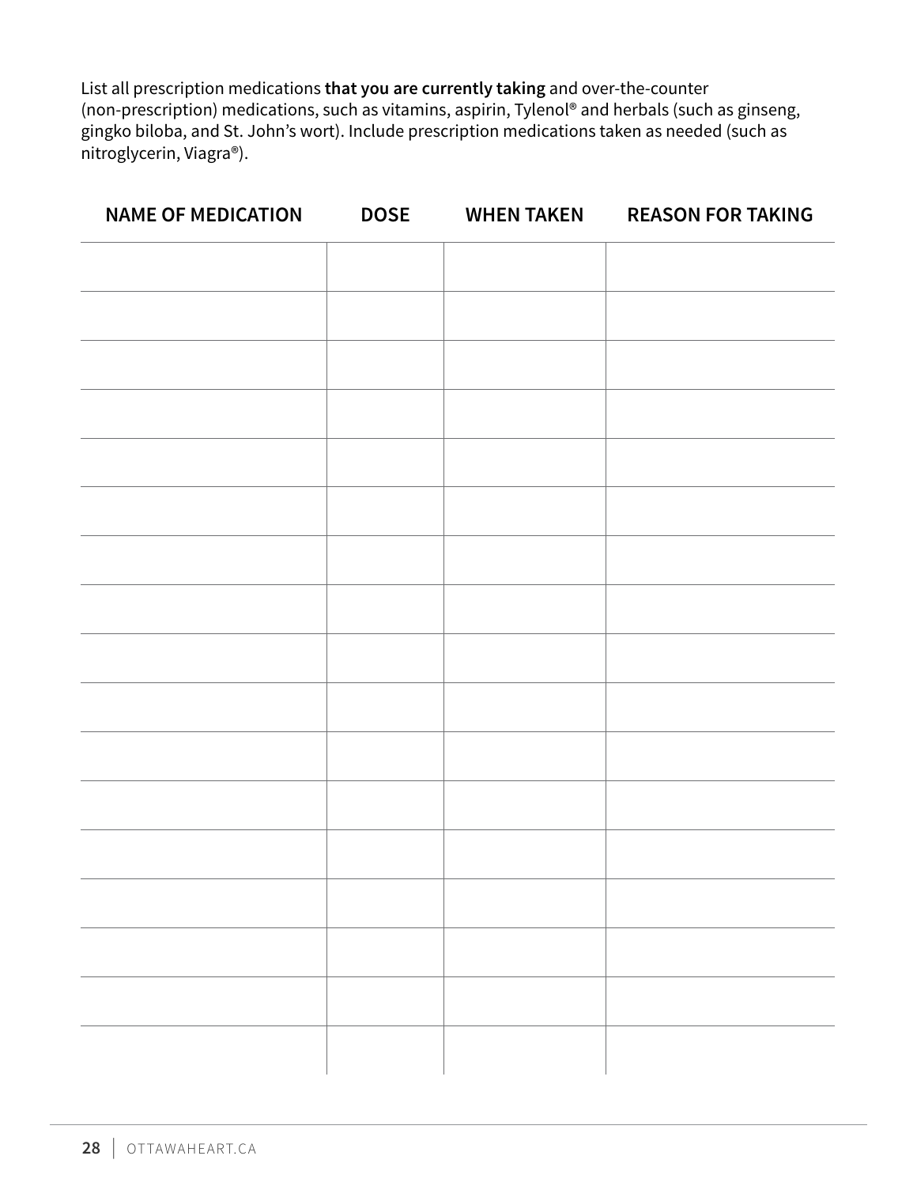List all prescription medications **that you are currently taking** and over-the-counter (non-prescription) medications, such as vitamins, aspirin, Tylenol® and herbals (such as ginseng, gingko biloba, and St. John's wort). Include prescription medications taken as needed (such as nitroglycerin, Viagra®).

| NAME OF MEDICATION | DOSE | WHEN TAKEN | REASON FOR TAKING |
|---|---|---|---|
| | | | |
| | | | |
| | | | |
| | | | |
| | | | |
| | | | |
| | | | |
| | | | |
| | | | |
| | | | |
| | | | |
| | | | |
| | | | |
| | | | |
| | | | |
| | | | |
| | | | |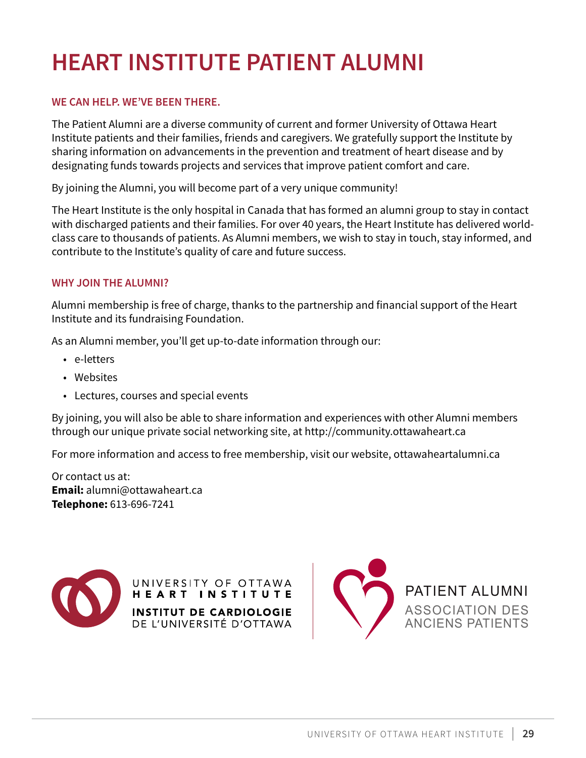# HEART INSTITUTE PATIENT ALUMNI

## WE CAN HELP. WE'VE BEEN THERE.

The Patient Alumni are a diverse community of current and former University of Ottawa Heart Institute patients and their families, friends and caregivers. We gratefully support the Institute by sharing information on advancements in the prevention and treatment of heart disease and by designating funds towards projects and services that improve patient comfort and care.

By joining the Alumni, you will become part of a very unique community!

The Heart Institute is the only hospital in Canada that has formed an alumni group to stay in contact with discharged patients and their families. For over 40 years, the Heart Institute has delivered world-class care to thousands of patients. As Alumni members, we wish to stay in touch, stay informed, and contribute to the Institute's quality of care and future success.

## WHY JOIN THE ALUMNI?

Alumni membership is free of charge, thanks to the partnership and financial support of the Heart Institute and its fundraising Foundation.

As an Alumni member, you'll get up-to-date information through our:

- e-letters
- Websites
- Lectures, courses and special events

By joining, you will also be able to share information and experiences with other Alumni members through our unique private social networking site, at http://community.ottawaheart.ca

For more information and access to free membership, visit our website, ottawaheartalumni.ca

Or contact us at:
**Email:** alumni@ottawaheart.ca
**Telephone:** 613-696-7241

UNIVERSITY OF OTTAWA
HEART INSTITUTE
INSTITUT DE CARDIOLOGIE
DE L'UNIVERSITÉ D'OTTAWA

PATIENT ALUMNI
ASSOCIATION DES
ANCIENS PATIENTS